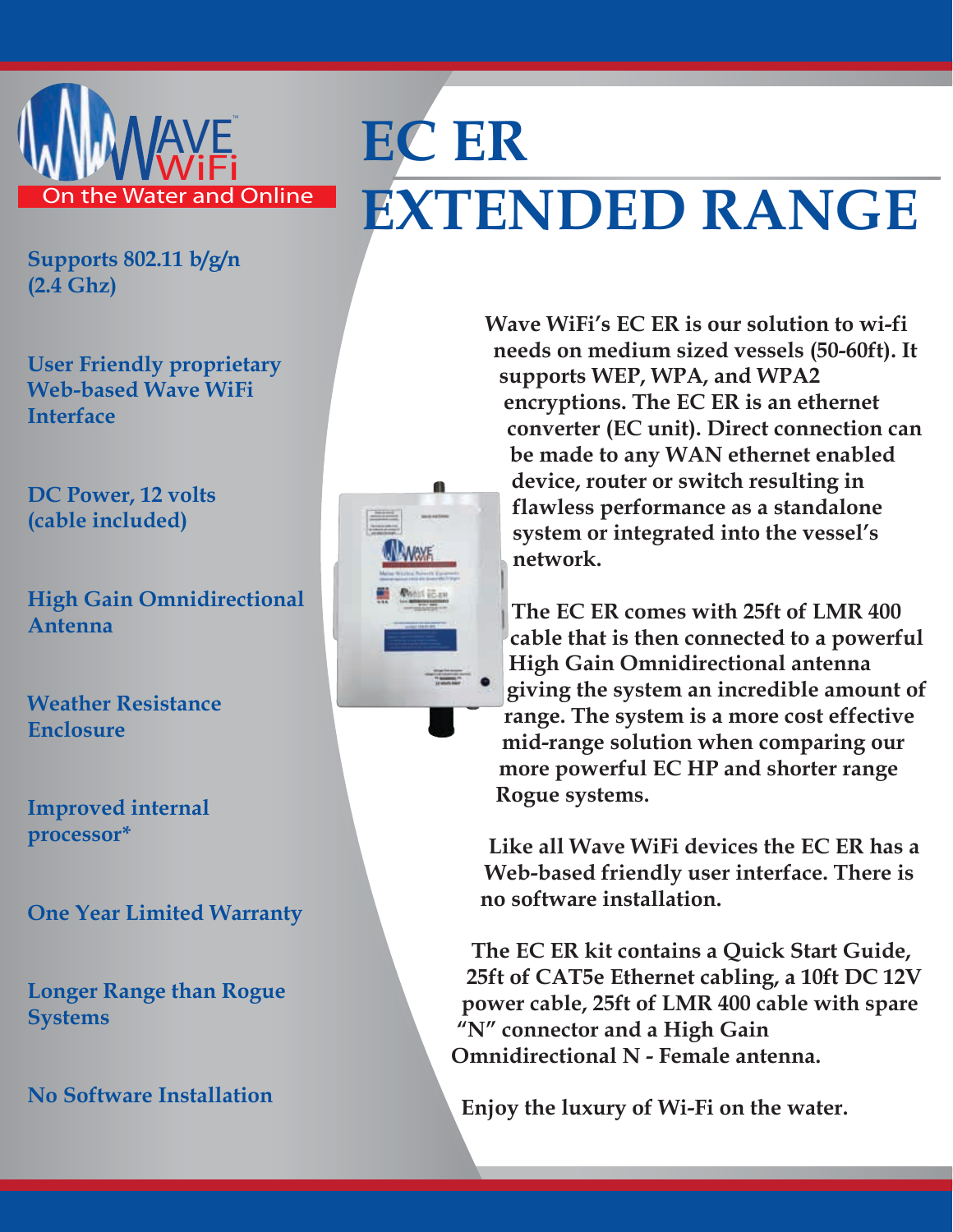WAVE WiFi™

On the Water and Online

# EC ER EXTENDED RANGE

**Supports 802.11 b/g/n (2.4 Ghz)**

**User Friendly proprietary Web-based Wave WiFi Interface**

**DC Power, 12 volts (cable included)**

**High Gain Omnidirectional Antenna**

**Weather Resistance Enclosure**

**Improved internal processor***

**One Year Limited Warranty**

**Longer Range than Rogue Systems**

**No Software Installation**

Wave WiFi's EC ER is our solution to wi-fi needs on medium sized vessels (50-60ft). It supports WEP, WPA, and WPA2 encryptions. The EC ER is an ethernet converter (EC unit). Direct connection can be made to any WAN ethernet enabled device, router or switch resulting in flawless performance as a standalone system or integrated into the vessel's network.

The EC ER comes with 25ft of LMR 400 cable that is then connected to a powerful High Gain Omnidirectional antenna giving the system an incredible amount of range. The system is a more cost effective mid-range solution when comparing our more powerful EC HP and shorter range Rogue systems.

Like all Wave WiFi devices the EC ER has a Web-based friendly user interface. There is no software installation.

The EC ER kit contains a Quick Start Guide, 25ft of CAT5e Ethernet cabling, a 10ft DC 12V power cable, 25ft of LMR 400 cable with spare "N" connector and a High Gain Omnidirectional N - Female antenna.

Enjoy the luxury of Wi-Fi on the water.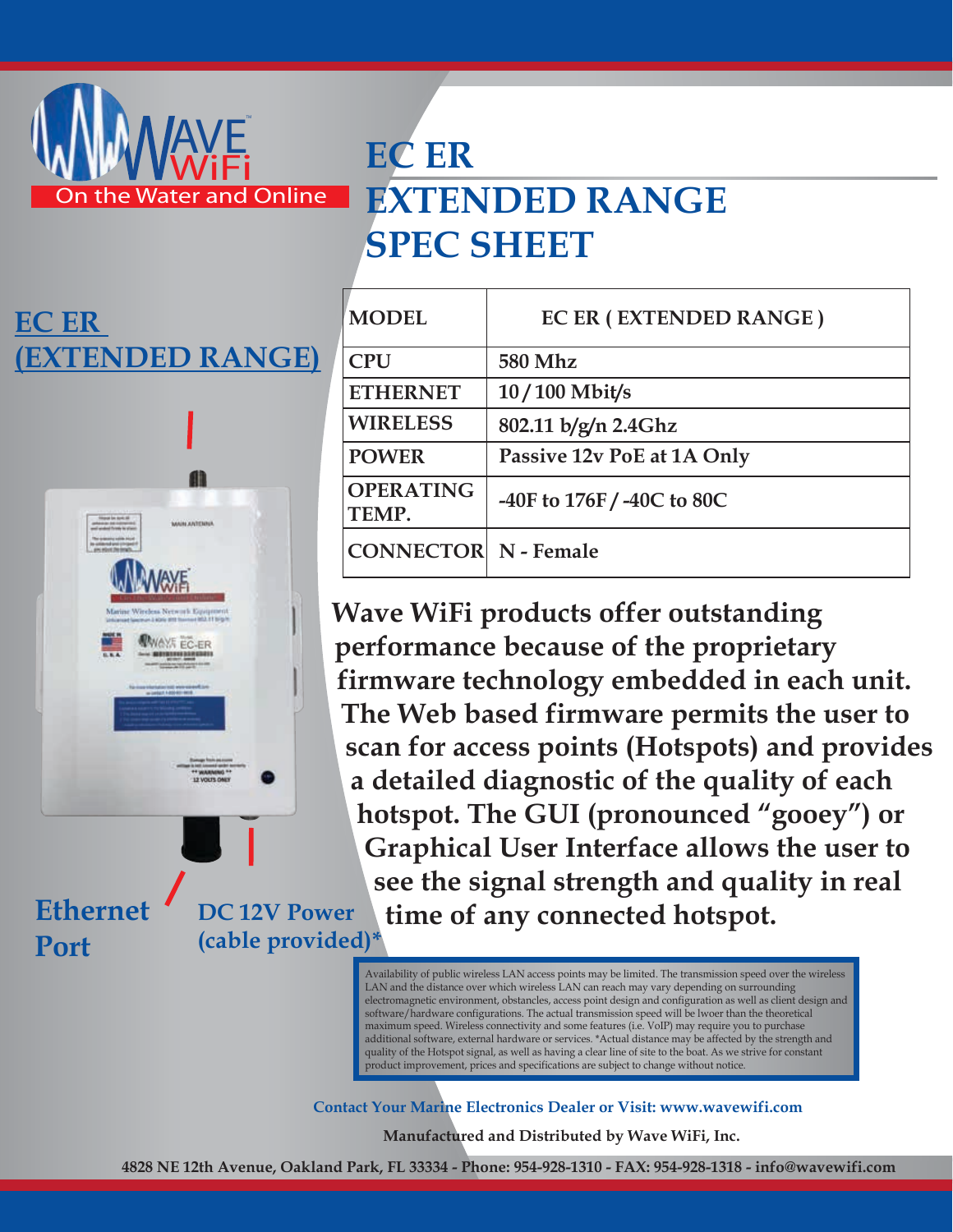WAVE WiFi

On the Water and Online

# EC ER EXTENDED RANGE SPEC SHEET

## EC ER (EXTENDED RANGE)

| MODEL | EC ER ( EXTENDED RANGE ) |
|---|---|
| CPU | 580 Mhz |
| ETHERNET | 10 / 100 Mbit/s |
| WIRELESS | 802.11 b/g/n 2.4Ghz |
| POWER | Passive 12v PoE at 1A Only |
| OPERATING TEMP. | -40F to 176F / -40C to 80C |
| CONNECTOR | N - Female |

**Ethernet Port**

**DC 12V Power (cable provided)***

**Wave WiFi products offer outstanding performance because of the proprietary firmware technology embedded in each unit. The Web based firmware permits the user to scan for access points (Hotspots) and provides a detailed diagnostic of the quality of each hotspot. The GUI (pronounced "gooey") or Graphical User Interface allows the user to see the signal strength and quality in real time of any connected hotspot.**

Availability of public wireless LAN access points may be limited. The transmission speed over the wireless LAN and the distance over which wireless LAN can reach may vary depending on surrounding electromagnetic environment, obstancles, access point design and configuration as well as client design and software/hardware configurations. The actual transmission speed will be lwoer than the theoretical maximum speed. Wireless connectivity and some features (i.e. VoIP) may require you to purchase additional software, external hardware or services. *Actual distance may be affected by the strength and quality of the Hotspot signal, as well as having a clear line of site to the boat. As we strive for constant product improvement, prices and specifications are subject to change without notice.

**Contact Your Marine Electronics Dealer or Visit: www.wavewifi.com**

**Manufactured and Distributed by Wave WiFi, Inc.**

**4828 NE 12th Avenue, Oakland Park, FL 33334 - Phone: 954-928-1310 - FAX: 954-928-1318 - info@wavewifi.com**